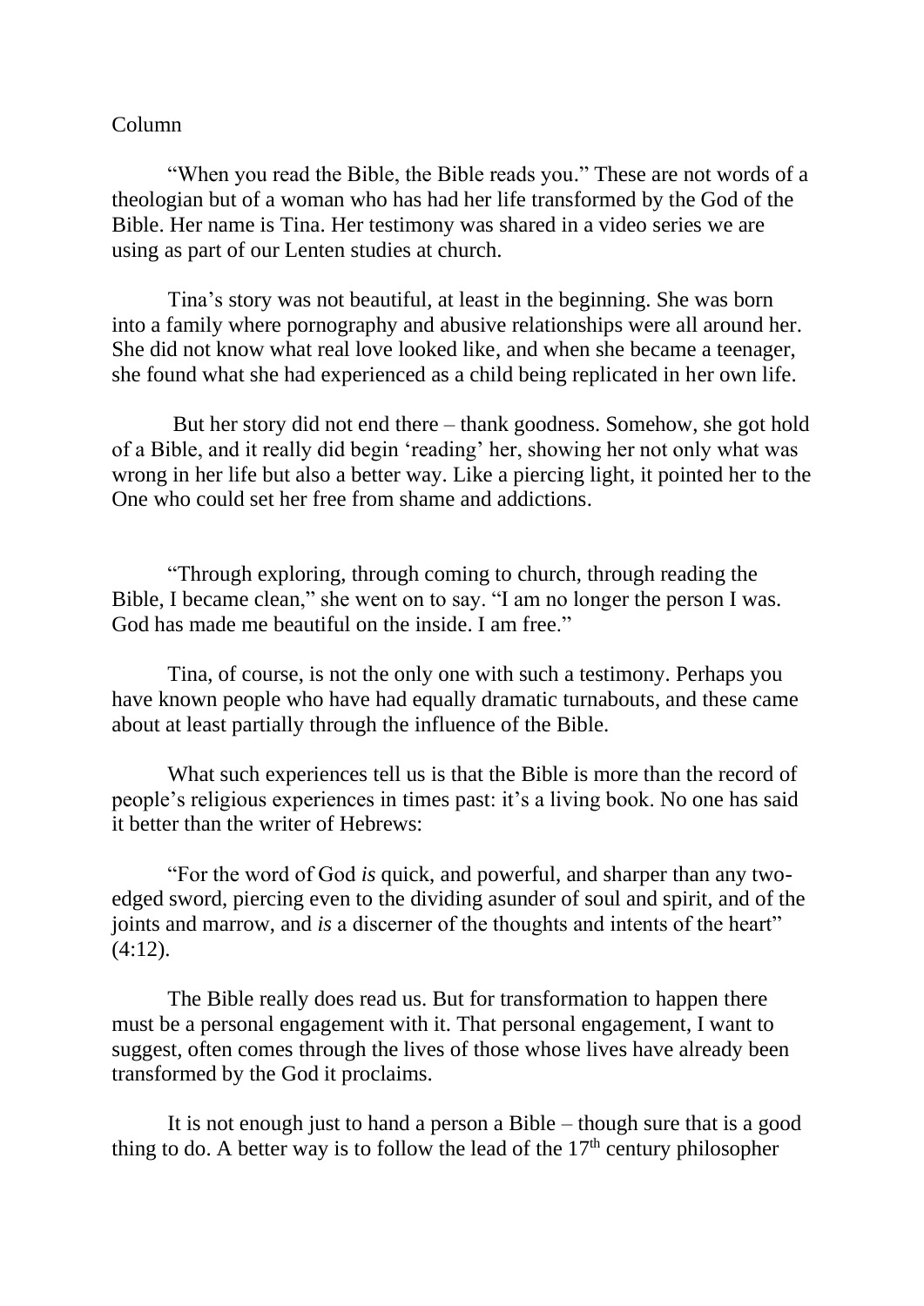Column

"When you read the Bible, the Bible reads you." These are not words of a theologian but of a woman who has had her life transformed by the God of the Bible. Her name is Tina. Her testimony was shared in a video series we are using as part of our Lenten studies at church.

Tina's story was not beautiful, at least in the beginning. She was born into a family where pornography and abusive relationships were all around her. She did not know what real love looked like, and when she became a teenager, she found what she had experienced as a child being replicated in her own life.

But her story did not end there – thank goodness. Somehow, she got hold of a Bible, and it really did begin 'reading' her, showing her not only what was wrong in her life but also a better way. Like a piercing light, it pointed her to the One who could set her free from shame and addictions.

"Through exploring, through coming to church, through reading the Bible, I became clean," she went on to say. "I am no longer the person I was. God has made me beautiful on the inside. I am free."

Tina, of course, is not the only one with such a testimony. Perhaps you have known people who have had equally dramatic turnabouts, and these came about at least partially through the influence of the Bible.

What such experiences tell us is that the Bible is more than the record of people's religious experiences in times past: it's a living book. No one has said it better than the writer of Hebrews:

"For the word of God *is* quick, and powerful, and sharper than any two-edged sword, piercing even to the dividing asunder of soul and spirit, and of the joints and marrow, and *is* a discerner of the thoughts and intents of the heart" (4:12).

The Bible really does read us. But for transformation to happen there must be a personal engagement with it. That personal engagement, I want to suggest, often comes through the lives of those whose lives have already been transformed by the God it proclaims.

It is not enough just to hand a person a Bible – though sure that is a good thing to do. A better way is to follow the lead of the 17th century philosopher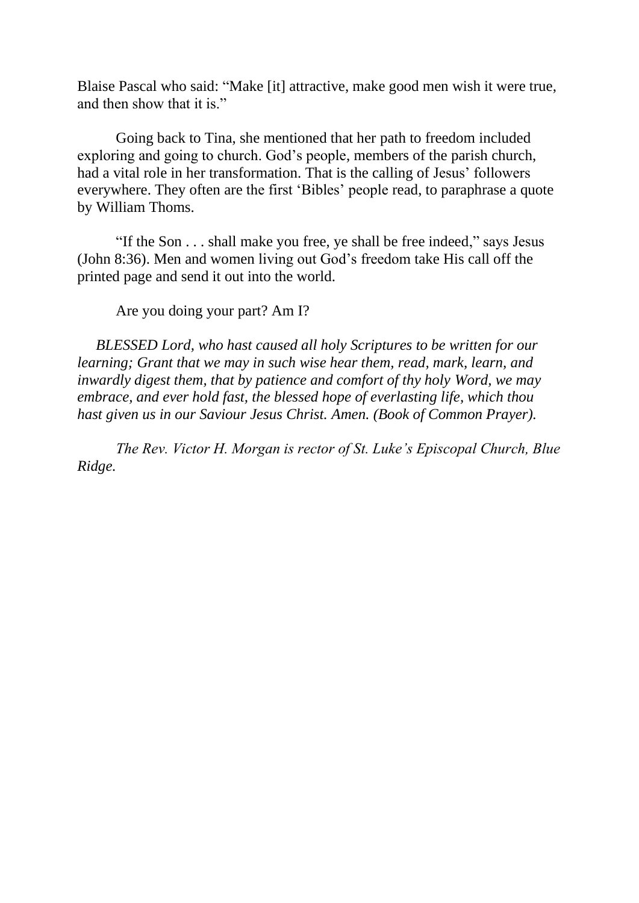Blaise Pascal who said: "Make [it] attractive, make good men wish it were true, and then show that it is."

Going back to Tina, she mentioned that her path to freedom included exploring and going to church. God's people, members of the parish church, had a vital role in her transformation. That is the calling of Jesus' followers everywhere. They often are the first 'Bibles' people read, to paraphrase a quote by William Thoms.

"If the Son . . . shall make you free, ye shall be free indeed," says Jesus (John 8:36). Men and women living out God's freedom take His call off the printed page and send it out into the world.

Are you doing your part? Am I?

*BLESSED Lord, who hast caused all holy Scriptures to be written for our learning; Grant that we may in such wise hear them, read, mark, learn, and inwardly digest them, that by patience and comfort of thy holy Word, we may embrace, and ever hold fast, the blessed hope of everlasting life, which thou hast given us in our Saviour Jesus Christ. Amen. (Book of Common Prayer).*

*The Rev. Victor H. Morgan is rector of St. Luke's Episcopal Church, Blue Ridge.*